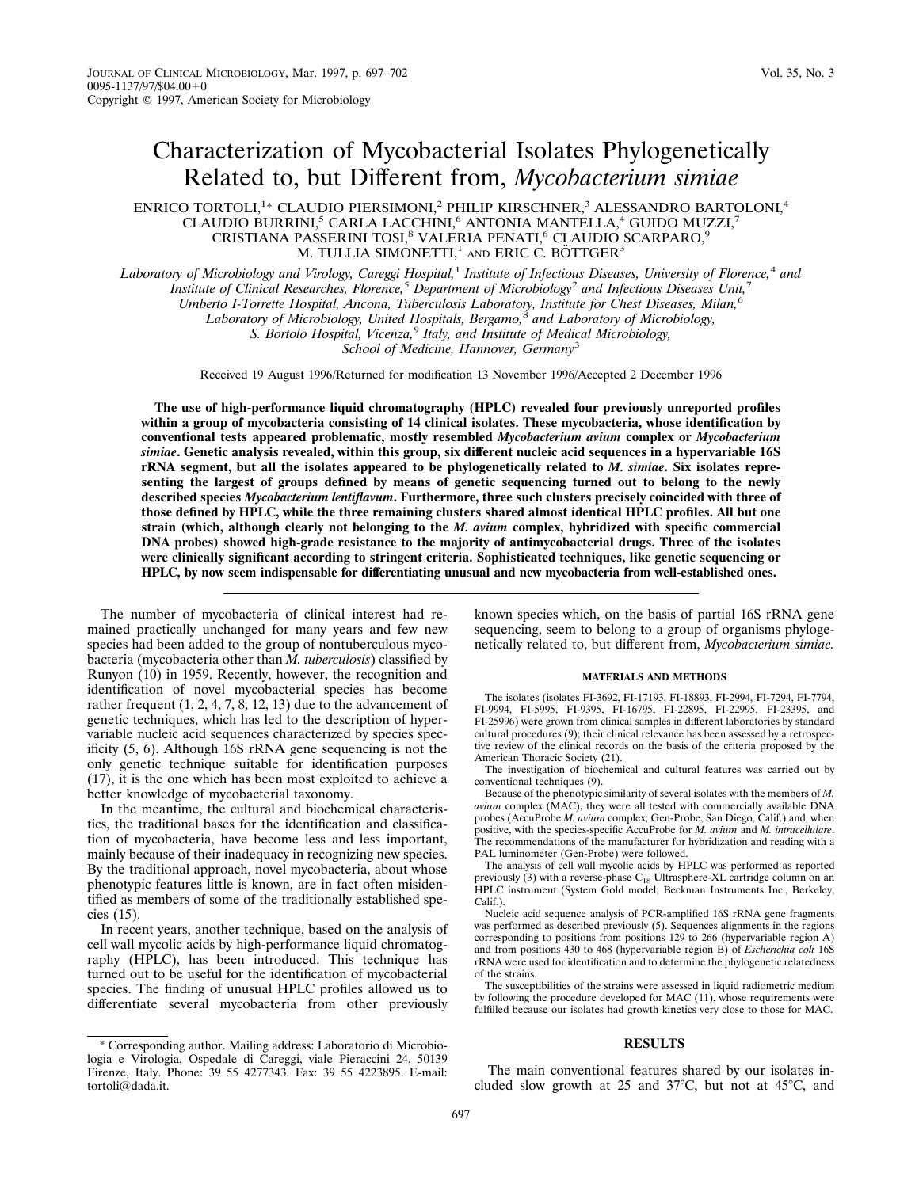# Characterization of Mycobacterial Isolates Phylogenetically Related to, but Different from, *Mycobacterium simiae*

ENRICO TORTOLI,[1*] CLAUDIO PIERSIMONI,[2] PHILIP KIRSCHNER,[3] ALESSANDRO BARTOLONI,[4] CLAUDIO BURRINI,[5] CARLA LACCHINI,[6] ANTONIA MANTELLA,[4] GUIDO MUZZI,[7] CRISTIANA PASSERINI TOSI,[8] VALERIA PENATI,[6] CLAUDIO SCARPARO,[9] M. TULLIA SIMONETTI,[1] AND ERIC C. BÖTTGER[3]

*Laboratory of Microbiology and Virology, Careggi Hospital,[1] Institute of Infectious Diseases, University of Florence,[4] and Institute of Clinical Researches, Florence,[5] Department of Microbiology[2] and Infectious Diseases Unit,[7] Umberto I-Torrette Hospital, Ancona, Tuberculosis Laboratory, Institute for Chest Diseases, Milan,[6] Laboratory of Microbiology, United Hospitals, Bergamo,[8] and Laboratory of Microbiology, S. Bortolo Hospital, Vicenza,[9] Italy, and Institute of Medical Microbiology, School of Medicine, Hannover, Germany[3]*

Received 19 August 1996/Returned for modification 13 November 1996/Accepted 2 December 1996

**The use of high-performance liquid chromatography (HPLC) revealed four previously unreported profiles within a group of mycobacteria consisting of 14 clinical isolates. These mycobacteria, whose identification by conventional tests appeared problematic, mostly resembled *Mycobacterium avium* complex or *Mycobacterium simiae*. Genetic analysis revealed, within this group, six different nucleic acid sequences in a hypervariable 16S rRNA segment, but all the isolates appeared to be phylogenetically related to *M. simiae*. Six isolates representing the largest of groups defined by means of genetic sequencing turned out to belong to the newly described species *Mycobacterium lentiflavum*. Furthermore, three such clusters precisely coincided with three of those defined by HPLC, while the three remaining clusters shared almost identical HPLC profiles. All but one strain (which, although clearly not belonging to the *M. avium* complex, hybridized with specific commercial DNA probes) showed high-grade resistance to the majority of antimycobacterial drugs. Three of the isolates were clinically significant according to stringent criteria. Sophisticated techniques, like genetic sequencing or HPLC, by now seem indispensable for differentiating unusual and new mycobacteria from well-established ones.**

The number of mycobacteria of clinical interest had remained practically unchanged for many years and few new species had been added to the group of nontuberculous mycobacteria (mycobacteria other than *M. tuberculosis*) classified by Runyon (10) in 1959. Recently, however, the recognition and identification of novel mycobacterial species has become rather frequent (1, 2, 4, 7, 8, 12, 13) due to the advancement of genetic techniques, which has led to the description of hypervariable nucleic acid sequences characterized by species specificity (5, 6). Although 16S rRNA gene sequencing is not the only genetic technique suitable for identification purposes (17), it is the one which has been most exploited to achieve a better knowledge of mycobacterial taxonomy.

In the meantime, the cultural and biochemical characteristics, the traditional bases for the identification and classification of mycobacteria, have become less and less important, mainly because of their inadequacy in recognizing new species. By the traditional approach, novel mycobacteria, about whose phenotypic features little is known, are in fact often misidentified as members of some of the traditionally established species (15).

In recent years, another technique, based on the analysis of cell wall mycolic acids by high-performance liquid chromatography (HPLC), has been introduced. This technique has turned out to be useful for the identification of mycobacterial species. The finding of unusual HPLC profiles allowed us to differentiate several mycobacteria from other previously known species which, on the basis of partial 16S rRNA gene sequencing, seem to belong to a group of organisms phylogenetically related to, but different from, *Mycobacterium simiae.*

## MATERIALS AND METHODS

The isolates (isolates FI-3692, FI-17193, FI-18893, FI-2994, FI-7294, FI-7794, FI-9994, FI-5995, FI-9395, FI-16795, FI-22895, FI-22995, FI-23395, and FI-25996) were grown from clinical samples in different laboratories by standard cultural procedures (9); their clinical relevance has been assessed by a retrospective review of the clinical records on the basis of the criteria proposed by the American Thoracic Society (21).

The investigation of biochemical and cultural features was carried out by conventional techniques (9).

Because of the phenotypic similarity of several isolates with the members of *M. avium* complex (MAC), they were all tested with commercially available DNA probes (AccuProbe *M. avium* complex; Gen-Probe, San Diego, Calif.) and, when positive, with the species-specific AccuProbe for *M. avium* and *M. intracellulare*. The recommendations of the manufacturer for hybridization and reading with a PAL luminometer (Gen-Probe) were followed.

The analysis of cell wall mycolic acids by HPLC was performed as reported previously (3) with a reverse-phase $C_{18}$ Ultrasphere-XL cartridge column on an HPLC instrument (System Gold model; Beckman Instruments Inc., Berkeley, Calif.).

Nucleic acid sequence analysis of PCR-amplified 16S rRNA gene fragments was performed as described previously (5). Sequences alignments in the regions corresponding to positions from positions 129 to 266 (hypervariable region A) and from positions 430 to 468 (hypervariable region B) of *Escherichia coli* 16S rRNA were used for identification and to determine the phylogenetic relatedness of the strains.

The susceptibilities of the strains were assessed in liquid radiometric medium by following the procedure developed for MAC (11), whose requirements were fulfilled because our isolates had growth kinetics very close to those for MAC.

## RESULTS

The main conventional features shared by our isolates included slow growth at 25 and 37°C, but not at 45°C, and

\* Corresponding author. Mailing address: Laboratorio di Microbiologia e Virologia, Ospedale di Careggi, viale Pieraccini 24, 50139 Firenze, Italy. Phone: 39 55 4277343. Fax: 39 55 4223895. E-mail: tortoli@dada.it.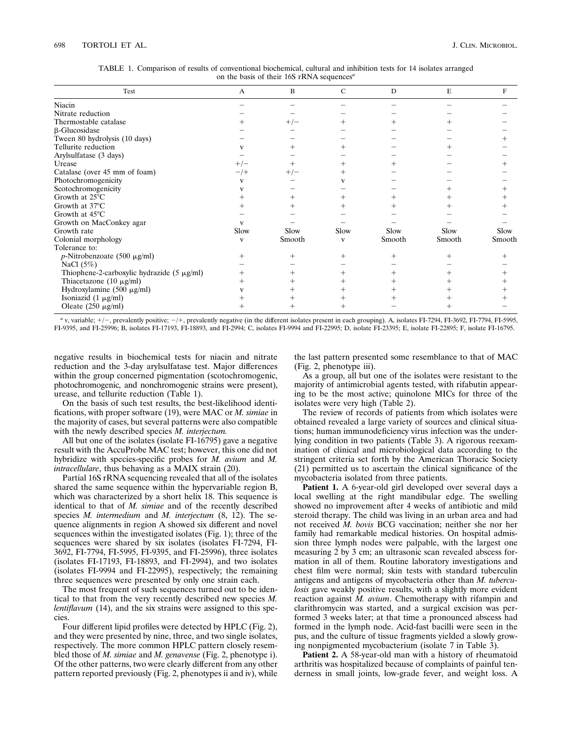TABLE 1. Comparison of results of conventional biochemical, cultural and inhibition tests for 14 isolates arranged on the basis of their 16S rRNA sequences[a]

| Test | A | B | C | D | E | F |
|---|---|---|---|---|---|---|
| Niacin | − | − | − | − | − | − |
| Nitrate reduction | − | − | − | − | − | − |
| Thermostable catalase | + | +/− | + | + | + | − |
| β-Glucosidase | − | − | − | − | − | − |
| Tween 80 hydrolysis (10 days) | − | − | − | − | − | + |
| Tellurite reduction | v | + | + | − | + | − |
| Arylsulfatase (3 days) | − | − | − | − | − | − |
| Urease | +/− | + | + | + | − | + |
| Catalase (over 45 mm of foam) | −/+ | +/− | + | − | − | − |
| Photochromogenicity | v | − | v | − | − | − |
| Scotochromogenicity | v | − | − | − | + | + |
| Growth at 25°C | + | + | + | + | + | + |
| Growth at 37°C | + | + | + | + | + | + |
| Growth at 45°C | − | − | − | − | − | − |
| Growth on MacConkey agar | v | − | − | − | − | − |
| Growth rate | Slow | Slow | Slow | Slow | Slow | Slow |
| Colonial morphology | v | Smooth | v | Smooth | Smooth | Smooth |
| Tolerance to: | | | | | | |
| *p*-Nitrobenzoate (500 μg/ml) | + | + | + | + | + | + |
| NaCl (5%) | − | − | − | − | − | − |
| Thiophene-2-carboxylic hydrazide (5 μg/ml) | + | + | + | + | + | + |
| Thiacetazone (10 μg/ml) | + | + | + | + | + | + |
| Hydroxylamine (500 μg/ml) | v | + | + | + | + | + |
| Isoniazid (1 μg/ml) | + | + | + | + | + | + |
| Oleate (250 μg/ml) | + | + | + | − | + | − |

[a] v, variable; +/−, prevalently positive; −/+, prevalently negative (in the different isolates present in each grouping). A, isolates FI-7294, FI-3692, FI-7794, FI-5995, FI-9395, and FI-25996; B, isolates FI-17193, FI-18893, and FI-2994; C, isolates FI-9994 and FI-22995; D, isolate FI-23395; E, isolate FI-22895; F, isolate FI-16795.

negative results in biochemical tests for niacin and nitrate reduction and the 3-day arylsulfatase test. Major differences within the group concerned pigmentation (scotochromogenic, photochromogenic, and nonchromogenic strains were present), urease, and tellurite reduction (Table 1).

On the basis of such test results, the best-likelihood identifications, with proper software (19), were MAC or *M. simiae* in the majority of cases, but several patterns were also compatible with the newly described species *M. interjectum.*

All but one of the isolates (isolate FI-16795) gave a negative result with the AccuProbe MAC test; however, this one did not hybridize with species-specific probes for *M. avium* and *M. intracellulare*, thus behaving as a MAIX strain (20).

Partial 16S rRNA sequencing revealed that all of the isolates shared the same sequence within the hypervariable region B, which was characterized by a short helix 18. This sequence is identical to that of *M. simiae* and of the recently described species *M. intermedium* and *M. interjectum* (8, 12). The sequence alignments in region A showed six different and novel sequences within the investigated isolates (Fig. 1); three of the sequences were shared by six isolates (isolates FI-7294, FI-3692, FI-7794, FI-5995, FI-9395, and FI-25996), three isolates (isolates FI-17193, FI-18893, and FI-2994), and two isolates (isolates FI-9994 and FI-22995), respectively; the remaining three sequences were presented by only one strain each.

The most frequent of such sequences turned out to be identical to that from the very recently described new species *M. lentiflavum* (14), and the six strains were assigned to this species.

Four different lipid profiles were detected by HPLC (Fig. 2), and they were presented by nine, three, and two single isolates, respectively. The more common HPLC pattern closely resembled those of *M. simiae* and *M. genavense* (Fig. 2, phenotype i). Of the other patterns, two were clearly different from any other pattern reported previously (Fig. 2, phenotypes ii and iv), while the last pattern presented some resemblance to that of MAC (Fig. 2, phenotype iii).

As a group, all but one of the isolates were resistant to the majority of antimicrobial agents tested, with rifabutin appearing to be the most active; quinolone MICs for three of the isolates were very high (Table 2).

The review of records of patients from which isolates were obtained revealed a large variety of sources and clinical situations; human immunodeficiency virus infection was the underlying condition in two patients (Table 3). A rigorous reexamination of clinical and microbiological data according to the stringent criteria set forth by the American Thoracic Society (21) permitted us to ascertain the clinical significance of the mycobacteria isolated from three patients.

**Patient 1.** A 6-year-old girl developed over several days a local swelling at the right mandibular edge. The swelling showed no improvement after 4 weeks of antibiotic and mild steroid therapy. The child was living in an urban area and had not received *M. bovis* BCG vaccination; neither she nor her family had remarkable medical histories. On hospital admission three lymph nodes were palpable, with the largest one measuring 2 by 3 cm; an ultrasonic scan revealed abscess formation in all of them. Routine laboratory investigations and chest film were normal; skin tests with standard tuberculin antigens and antigens of mycobacteria other than *M. tuberculosis* gave weakly positive results, with a slightly more evident reaction against *M. avium*. Chemotherapy with rifampin and clarithromycin was started, and a surgical excision was performed 3 weeks later; at that time a pronounced abscess had formed in the lymph node. Acid-fast bacilli were seen in the pus, and the culture of tissue fragments yielded a slowly growing nonpigmented mycobacterium (isolate 7 in Table 3).

**Patient 2.** A 58-year-old man with a history of rheumatoid arthritis was hospitalized because of complaints of painful tenderness in small joints, low-grade fever, and weight loss. A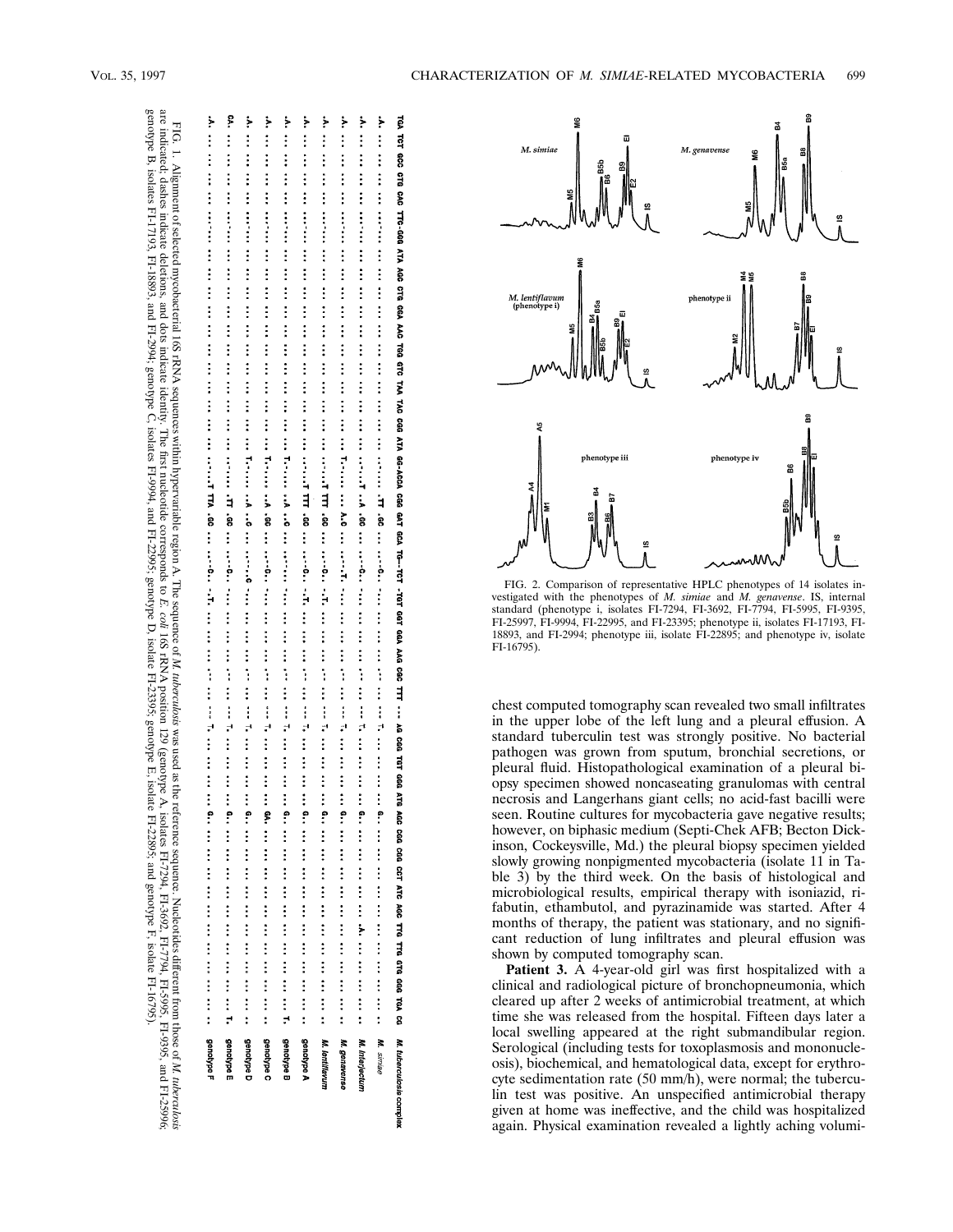FIG. 1. Alignment of selected mycobacterial 16S rRNA sequences within hypervariable region A. The sequence of *M. tuberculosis* was used as the reference sequence. Nucleotides different from those of *M. tuberculosis* are indicated; dashes indicate deletions, and dots indicate identity. The first nucleotide corresponds to *E. coli* 16S rRNA position 129 (genotype A, isolates FI-7294, FI-3692, FI-7794, FI-5995, FI-9395, and FI-25996; genotype B, isolates FI-17193, FI-18893, and FI-2994; genotype C, isolates FI-9994, and FI-22995; genotype D, isolate FI-23395; genotype E, isolate FI-22895; and genotype F, isolate FI-16795).

FIG. 2. Comparison of representative HPLC phenotypes of 14 isolates investigated with the phenotypes of *M. simiae* and *M. genavense*. IS, internal standard (phenotype i, isolates FI-7294, FI-3692, FI-7794, FI-5995, FI-9395, FI-25997, FI-9994, FI-22995, and FI-23395; phenotype ii, isolates FI-17193, FI-18893, and FI-2994; phenotype iii, isolate FI-22895; and phenotype iv, isolate FI-16795).

chest computed tomography scan revealed two small infiltrates in the upper lobe of the left lung and a pleural effusion. A standard tuberculin test was strongly positive. No bacterial pathogen was grown from sputum, bronchial secretions, or pleural fluid. Histopathological examination of a pleural biopsy specimen showed noncaseating granulomas with central necrosis and Langerhans giant cells; no acid-fast bacilli were seen. Routine cultures for mycobacteria gave negative results; however, on biphasic medium (Septi-Chek AFB; Becton Dickinson, Cockeysville, Md.) the pleural biopsy specimen yielded slowly growing nonpigmented mycobacteria (isolate 11 in Table 3) by the third week. On the basis of histological and microbiological results, empirical therapy with isoniazid, rifabutin, ethambutol, and pyrazinamide was started. After 4 months of therapy, the patient was stationary, and no significant reduction of lung infiltrates and pleural effusion was shown by computed tomography scan.

**Patient 3.** A 4-year-old girl was first hospitalized with a clinical and radiological picture of bronchopneumonia, which cleared up after 2 weeks of antimicrobial treatment, at which time she was released from the hospital. Fifteen days later a local swelling appeared at the right submandibular region. Serological (including tests for toxoplasmosis and mononucleosis), biochemical, and hematological data, except for erythrocyte sedimentation rate (50 mm/h), were normal; the tuberculin test was positive. An unspecified antimicrobial therapy given at home was ineffective, and the child was hospitalized again. Physical examination revealed a lightly aching volumi-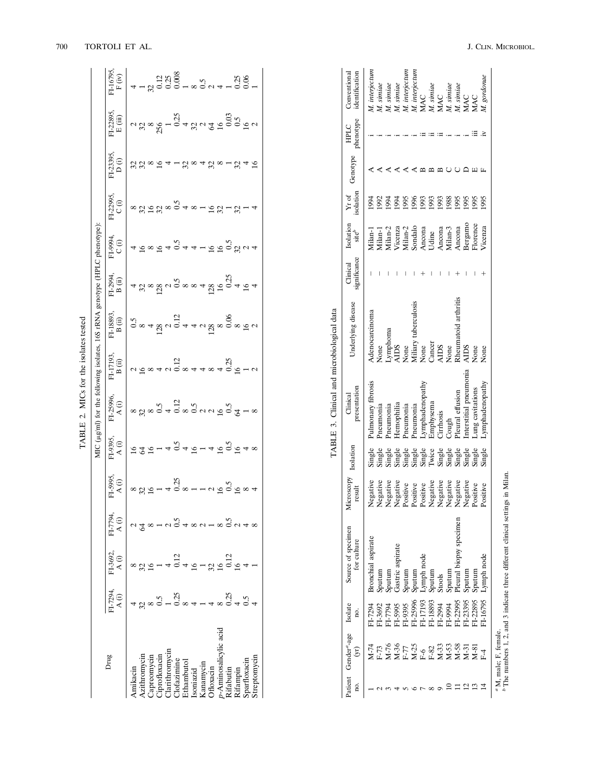**TABLE 2.** MICs for the isolates tested

| Drug | MIC (μg/ml) for the following isolates, 16S rRNA genotype (HPLC phenotype): | | | | | | | | | | | | | |
|---|---|---|---|---|---|---|---|---|---|---|---|---|---|---|
| | FI-7294, A (i) | FI-3692, A (i) | FI-7794, A (i) | FI-5995, A (i) | FI-9395, A (i) | FI-25996, A (i) | FI-17193, B (ii) | FI-18893, B (ii) | FI-2994, B (ii) | FI-9994, C (i) | FI-22995, C (i) | FI-23395, D (i) | FI-22895, E (iii) | FI-16795, F (iv) |
| Amikacin | 4 | 8 | 2 | 8 | 16 | 8 | 2 | 0.5 | 4 | 4 | 8 | 32 | 2 | 4 |
| Azithromycin | 32 | 32 | 64 | 32 | 64 | 32 | 16 | 8 | 32 | 16 | 32 | 32 | 32 | 1 |
| Capreomycin | 8 | 16 | 8 | 16 | 16 | 8 | 8 | 4 | 8 | 8 | 16 | 8 | 8 | 32 |
| Ciprofloxacin | 0.5 | 1 | 1 | 1 | 1 | 0.5 | 4 | 128 | 128 | 16 | 32 | 16 | 256 | 0.12 |
| Clarithromycin | 1 | 4 | 2 | 4 | 4 | 4 | 2 | 2 | 2 | 4 | 8 | 4 | 1 | 0.25 |
| Clofazimine | 0.25 | 0.12 | 0.5 | 0.25 | 0.5 | 0.12 | 0.12 | 0.12 | 0.5 | 0.5 | 0.5 | 1 | 0.25 | 0.008 |
| Ethambutol | 8 | 4 | 4 | 8 | 4 | 8 | 8 | 4 | 8 | 4 | 4 | 32 | 4 | 1 |
| Isoniazid | 4 | 16 | 8 | 1 | 16 | 0.5 | 4 | 4 | 8 | 4 | 8 | 8 | 32 | 8 |
| Kanamycin | 1 | 1 | 2 | 1 | 1 | 2 | 4 | 2 | 4 | 1 | 1 | 4 | 2 | 0.5 |
| Ofloxacin | 4 | 32 | 1 | 2 | 4 | 2 | 8 | 128 | 128 | 16 | 16 | 32 | 64 | 2 |
| *p*-Aminosalicylic acid | 8 | 16 | 8 | 16 | 16 | 16 | 4 | 8 | 16 | 16 | 32 | 8 | 16 | 4 |
| Rifabutin | 0.25 | 0.12 | 0.5 | 0.5 | 0.5 | 0.5 | 0.25 | 0.06 | 0.25 | 0.5 | 1 | 1 | 0.03 | 1 |
| Rifampin | 4 | 16 | 2 | 16 | 16 | 64 | 16 | 8 | 4 | 32 | 32 | 32 | 0.5 | 0.25 |
| Sparfloxacin | 0.5 | 4 | 4 | 8 | 4 | 1 | 1 | 16 | 16 | 2 | 1 | 4 | 16 | 0.06 |
| Streptomycin | 4 | 1 | 8 | 4 | 8 | 8 | 2 | 2 | 4 | 4 | 4 | 16 | 2 | 1 |

**TABLE 3.** Clinical and microbiological data

| Patient no. | Gender[a]/age (yr) | Isolate no. | Source of specimen for culture | Microscopy result | Isolation | Clinical presentation | Underlying disease | Clinical significance | Isolation site[b] | Yr of isolation | Genotype | HPLC phenotype | Conventional identification |
|---|---|---|---|---|---|---|---|---|---|---|---|---|---|
| 1 | M-74 | FI-7294 | Bronchial aspirate | Negative | Single | Pulmonary fibrosis | Adenocarcinoma | − | Milan-1 | 1994 | A | i | *M. interjectum* |
| 2 | F-73 | FI-3692 | Sputum | Negative | Single | Pneumonia | None | − | Milan-1 | 1992 | A | i | *M. simiae* |
| 3 | M-76 | FI-7794 | Sputum | Negative | Single | Pneumonia | Lymphoma | − | Milan-2 | 1994 | A | i | *M. simiae* |
| 4 | M-36 | FI-5995 | Gastric aspirate | Negative | Single | Hemophilia | AIDS | − | Vicenza | 1994 | A | i | *M. simiae* |
| 5 | F-77 | FI-9395 | Sputum | Positive | Single | Pneumonia | None | − | Milan-2 | 1995 | A | i | *M. interjectum* |
| 6 | M-25 | FI-25996 | Sputum | Positive | Single | Pneumonia | Miliary tuberculosis | − | Sondalo | 1996 | A | i | *M. interjectum* |
| 7 | F-6 | FI-17193 | Lymph node | Positive | Single | Lymphadenopathy | None | + | Ancona | 1993 | B | ii | MAC |
| 8 | F-82 | FI-18893 | Sputum | Negative | Twice | Emphysema | Cancer | − | Udine | 1993 | B | ii | *M. simiae* |
| 9 | M-33 | FI-2994 | Stools | Negative | Single | Cirrhosis | AIDS | − | Ancona | 1993 | B | ii | MAC |
| 10 | M-53 | FI-9994 | Sputum | Negative | Single | Cough | None | − | Milan-3 | 1988 | C | i | *M. simiae* |
| 11 | M-58 | FI-22995 | Pleural biopsy specimen | Negative | Single | Pleural effusion | Rheumatoid arthritis | + | Ancona | 1995 | C | i | *M. simiae* |
| 12 | M-31 | FI-23395 | Sputum | Negative | Single | Interstitial pneumonia | AIDS | − | Bergamo | 1995 | D | i | MAC |
| 13 | M-81 | FI-22895 | Sputum | Positive | Single | Lung cavitations | None | − | Florence | 1995 | E | iii | MAC |
| 14 | F-4 | FI-16795 | Lymph node | Positive | Single | Lymphadenopathy | None | + | Vicenza | 1995 | F | iv | *M. gordonae* |

[a] M, male; F, female.
[b] The numbers 1, 2, and 3 indicate three different clinical settings in Milan.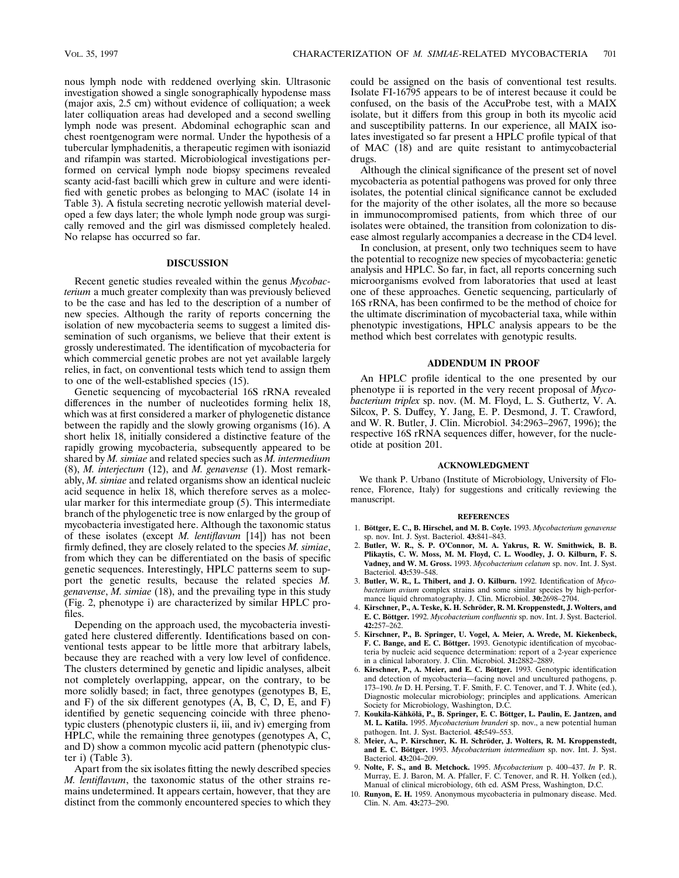nous lymph node with reddened overlying skin. Ultrasonic investigation showed a single sonographically hypodense mass (major axis, 2.5 cm) without evidence of colliquation; a week later colliquation areas had developed and a second swelling lymph node was present. Abdominal echographic scan and chest roentgenogram were normal. Under the hypothesis of a tubercular lymphadenitis, a therapeutic regimen with isoniazid and rifampin was started. Microbiological investigations performed on cervical lymph node biopsy specimens revealed scanty acid-fast bacilli which grew in culture and were identified with genetic probes as belonging to MAC (isolate 14 in Table 3). A fistula secreting necrotic yellowish material developed a few days later; the whole lymph node group was surgically removed and the girl was dismissed completely healed. No relapse has occurred so far.

## DISCUSSION

Recent genetic studies revealed within the genus *Mycobacterium* a much greater complexity than was previously believed to be the case and has led to the description of a number of new species. Although the rarity of reports concerning the isolation of new mycobacteria seems to suggest a limited dissemination of such organisms, we believe that their extent is grossly underestimated. The identification of mycobacteria for which commercial genetic probes are not yet available largely relies, in fact, on conventional tests which tend to assign them to one of the well-established species (15).

Genetic sequencing of mycobacterial 16S rRNA revealed differences in the number of nucleotides forming helix 18, which was at first considered a marker of phylogenetic distance between the rapidly and the slowly growing organisms (16). A short helix 18, initially considered a distinctive feature of the rapidly growing mycobacteria, subsequently appeared to be shared by *M. simiae* and related species such as *M. intermedium* (8), *M. interjectum* (12), and *M. genavense* (1). Most remarkably, *M. simiae* and related organisms show an identical nucleic acid sequence in helix 18, which therefore serves as a molecular marker for this intermediate group (5). This intermediate branch of the phylogenetic tree is now enlarged by the group of mycobacteria investigated here. Although the taxonomic status of these isolates (except *M. lentiflavum* [14]) has not been firmly defined, they are closely related to the species *M. simiae*, from which they can be differentiated on the basis of specific genetic sequences. Interestingly, HPLC patterns seem to support the genetic results, because the related species *M. genavense*, *M. simiae* (18), and the prevailing type in this study (Fig. 2, phenotype i) are characterized by similar HPLC profiles.

Depending on the approach used, the mycobacteria investigated here clustered differently. Identifications based on conventional tests appear to be little more that arbitrary labels, because they are reached with a very low level of confidence. The clusters determined by genetic and lipidic analyses, albeit not completely overlapping, appear, on the contrary, to be more solidly based; in fact, three genotypes (genotypes B, E, and F) of the six different genotypes (A, B, C, D, E, and F) identified by genetic sequencing coincide with three phenotypic clusters (phenotypic clusters ii, iii, and iv) emerging from HPLC, while the remaining three genotypes (genotypes A, C, and D) show a common mycolic acid pattern (phenotypic cluster i) (Table 3).

Apart from the six isolates fitting the newly described species *M. lentiflavum*, the taxonomic status of the other strains remains undetermined. It appears certain, however, that they are distinct from the commonly encountered species to which they could be assigned on the basis of conventional test results. Isolate FI-16795 appears to be of interest because it could be confused, on the basis of the AccuProbe test, with a MAIX isolate, but it differs from this group in both its mycolic acid and susceptibility patterns. In our experience, all MAIX isolates investigated so far present a HPLC profile typical of that of MAC (18) and are quite resistant to antimycobacterial drugs.

Although the clinical significance of the present set of novel mycobacteria as potential pathogens was proved for only three isolates, the potential clinical significance cannot be excluded for the majority of the other isolates, all the more so because in immunocompromised patients, from which three of our isolates were obtained, the transition from colonization to disease almost regularly accompanies a decrease in the CD4 level.

In conclusion, at present, only two techniques seem to have the potential to recognize new species of mycobacteria: genetic analysis and HPLC. So far, in fact, all reports concerning such microorganisms evolved from laboratories that used at least one of these approaches. Genetic sequencing, particularly of 16S rRNA, has been confirmed to be the method of choice for the ultimate discrimination of mycobacterial taxa, while within phenotypic investigations, HPLC analysis appears to be the method which best correlates with genotypic results.

## ADDENDUM IN PROOF

An HPLC profile identical to the one presented by our phenotype ii is reported in the very recent proposal of *Mycobacterium triplex* sp. nov. (M. M. Floyd, L. S. Guthertz, V. A. Silcox, P. S. Duffey, Y. Jang, E. P. Desmond, J. T. Crawford, and W. R. Butler, J. Clin. Microbiol. 34:2963–2967, 1996); the respective 16S rRNA sequences differ, however, for the nucleotide at position 201.

## ACKNOWLEDGMENT

We thank P. Urbano (Institute of Microbiology, University of Florence, Florence, Italy) for suggestions and critically reviewing the manuscript.

## REFERENCES

1. **Böttger, E. C., B. Hirschel, and M. B. Coyle.** 1993. *Mycobacterium genavense* sp. nov. Int. J. Syst. Bacteriol. **43:**841–843.
2. **Butler, W. R., S. P. O'Connor, M. A. Yakrus, R. W. Smithwick, B. B. Plikaytis, C. W. Moss, M. M. Floyd, C. L. Woodley, J. O. Kilburn, F. S. Vadney, and W. M. Gross.** 1993. *Mycobacterium celatum* sp. nov. Int. J. Syst. Bacteriol. **43:**539–548.
3. **Butler, W. R., L. Thibert, and J. O. Kilburn.** 1992. Identification of *Mycobacterium avium* complex strains and some similar species by high-performance liquid chromatography. J. Clin. Microbiol. **30:**2698–2704.
4. **Kirschner, P., A. Teske, K. H. Schröder, R. M. Kroppenstedt, J. Wolters, and E. C. Böttger.** 1992. *Mycobacterium confluentis* sp. nov. Int. J. Syst. Bacteriol. **42:**257–262.
5. **Kirschner, P., B. Springer, U. Vogel, A. Meier, A. Wrede, M. Kiekenbeck, F. C. Bange, and E. C. Böttger.** 1993. Genotypic identification of mycobacteria by nucleic acid sequence determination: report of a 2-year experience in a clinical laboratory. J. Clin. Microbiol. **31:**2882–2889.
6. **Kirschner, P., A. Meier, and E. C. Böttger.** 1993. Genotypic identification and detection of mycobacteria—facing novel and uncultured pathogens, p. 173–190. *In* D. H. Persing, T. F. Smith, F. C. Tenover, and T. J. White (ed.), Diagnostic molecular microbiology; principles and applications. American Society for Microbiology, Washington, D.C.
7. **Koukila-Kähkölä, P., B. Springer, E. C. Böttger, L. Paulin, E. Jantzen, and M. L. Katila.** 1995. *Mycobacterium branderi* sp. nov., a new potential human pathogen. Int. J. Syst. Bacteriol. **45:**549–553.
8. **Meier, A., P. Kirschner, K. H. Schröder, J. Wolters, R. M. Kroppenstedt, and E. C. Böttger.** 1993. *Mycobacterium intermedium* sp. nov. Int. J. Syst. Bacteriol. **43:**204–209.
9. **Nolte, F. S., and B. Metchock.** 1995. *Mycobacterium* p. 400–437. *In* P. R. Murray, E. J. Baron, M. A. Pfaller, F. C. Tenover, and R. H. Yolken (ed.), Manual of clinical microbiology, 6th ed. ASM Press, Washington, D.C.
10. **Runyon, E. H.** 1959. Anonymous mycobacteria in pulmonary disease. Med. Clin. N. Am. **43:**273–290.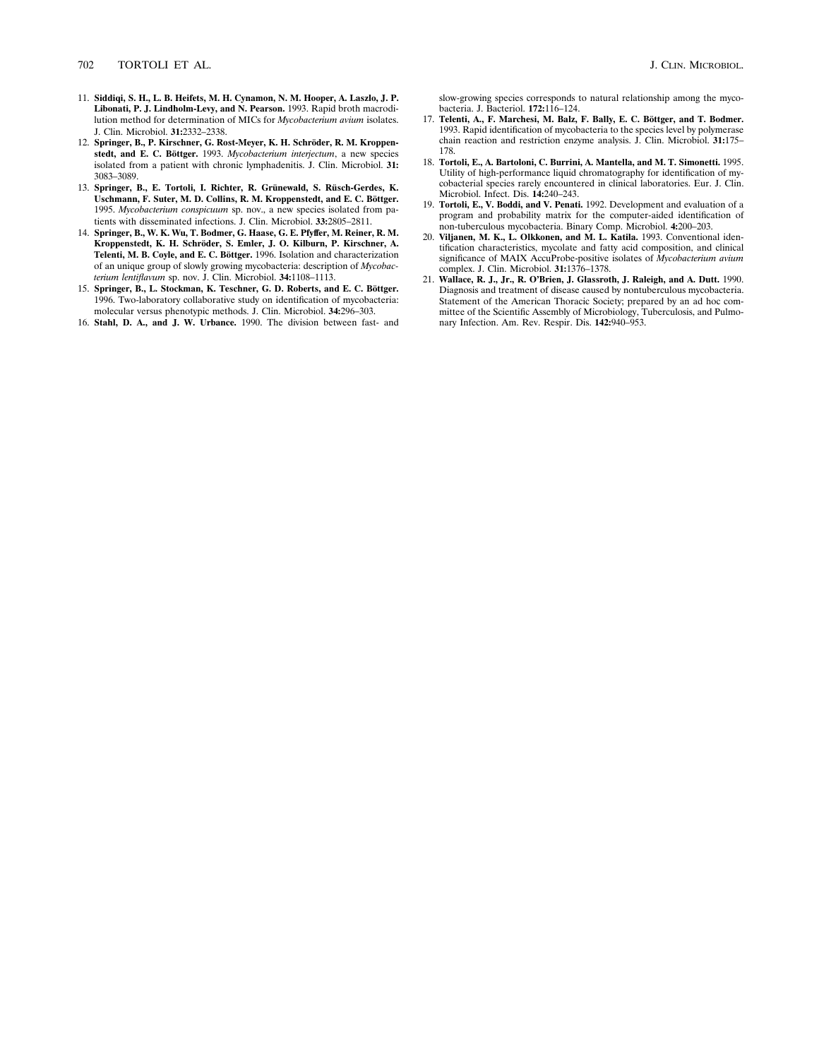11. **Siddiqi, S. H., L. B. Heifets, M. H. Cynamon, N. M. Hooper, A. Laszlo, J. P. Libonati, P. J. Lindholm-Levy, and N. Pearson.** 1993. Rapid broth macrodilution method for determination of MICs for *Mycobacterium avium* isolates. J. Clin. Microbiol. **31:**2332–2338.
12. **Springer, B., P. Kirschner, G. Rost-Meyer, K. H. Schröder, R. M. Kroppenstedt, and E. C. Böttger.** 1993. *Mycobacterium interjectum*, a new species isolated from a patient with chronic lymphadenitis. J. Clin. Microbiol. **31:** 3083–3089.
13. **Springer, B., E. Tortoli, I. Richter, R. Grünewald, S. Rüsch-Gerdes, K. Uschmann, F. Suter, M. D. Collins, R. M. Kroppenstedt, and E. C. Böttger.** 1995. *Mycobacterium conspicuum* sp. nov., a new species isolated from patients with disseminated infections. J. Clin. Microbiol. **33:**2805–2811.
14. **Springer, B., W. K. Wu, T. Bodmer, G. Haase, G. E. Pfyffer, M. Reiner, R. M. Kroppenstedt, K. H. Schröder, S. Emler, J. O. Kilburn, P. Kirschner, A. Telenti, M. B. Coyle, and E. C. Böttger.** 1996. Isolation and characterization of an unique group of slowly growing mycobacteria: description of *Mycobacterium lentiflavum* sp. nov. J. Clin. Microbiol. **34:**1108–1113.
15. **Springer, B., L. Stockman, K. Teschner, G. D. Roberts, and E. C. Böttger.** 1996. Two-laboratory collaborative study on identification of mycobacteria: molecular versus phenotypic methods. J. Clin. Microbiol. **34:**296–303.
16. **Stahl, D. A., and J. W. Urbance.** 1990. The division between fast- and slow-growing species corresponds to natural relationship among the mycobacteria. J. Bacteriol. **172:**116–124.
17. **Telenti, A., F. Marchesi, M. Balz, F. Bally, E. C. Böttger, and T. Bodmer.** 1993. Rapid identification of mycobacteria to the species level by polymerase chain reaction and restriction enzyme analysis. J. Clin. Microbiol. **31:**175–178.
18. **Tortoli, E., A. Bartoloni, C. Burrini, A. Mantella, and M. T. Simonetti.** 1995. Utility of high-performance liquid chromatography for identification of mycobacterial species rarely encountered in clinical laboratories. Eur. J. Clin. Microbiol. Infect. Dis. **14:**240–243.
19. **Tortoli, E., V. Boddi, and V. Penati.** 1992. Development and evaluation of a program and probability matrix for the computer-aided identification of non-tuberculous mycobacteria. Binary Comp. Microbiol. **4:**200–203.
20. **Viljanen, M. K., L. Olkkonen, and M. L. Katila.** 1993. Conventional identification characteristics, mycolate and fatty acid composition, and clinical significance of MAIX AccuProbe-positive isolates of *Mycobacterium avium* complex. J. Clin. Microbiol. **31:**1376–1378.
21. **Wallace, R. J., Jr., R. O'Brien, J. Glassroth, J. Raleigh, and A. Dutt.** 1990. Diagnosis and treatment of disease caused by nontuberculous mycobacteria. Statement of the American Thoracic Society; prepared by an ad hoc committee of the Scientific Assembly of Microbiology, Tuberculosis, and Pulmonary Infection. Am. Rev. Respir. Dis. **142:**940–953.